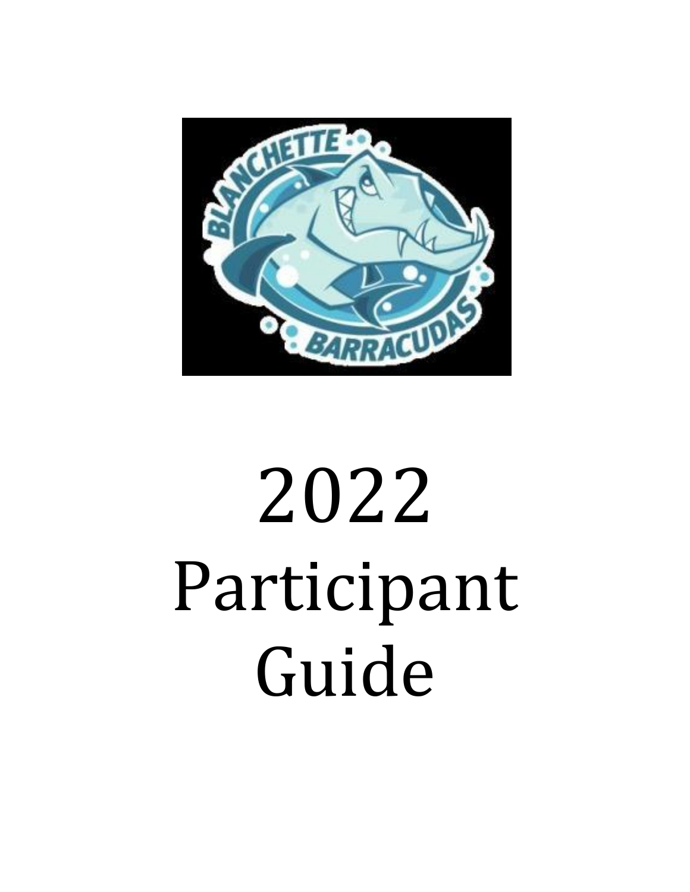# 2022 Participant Guide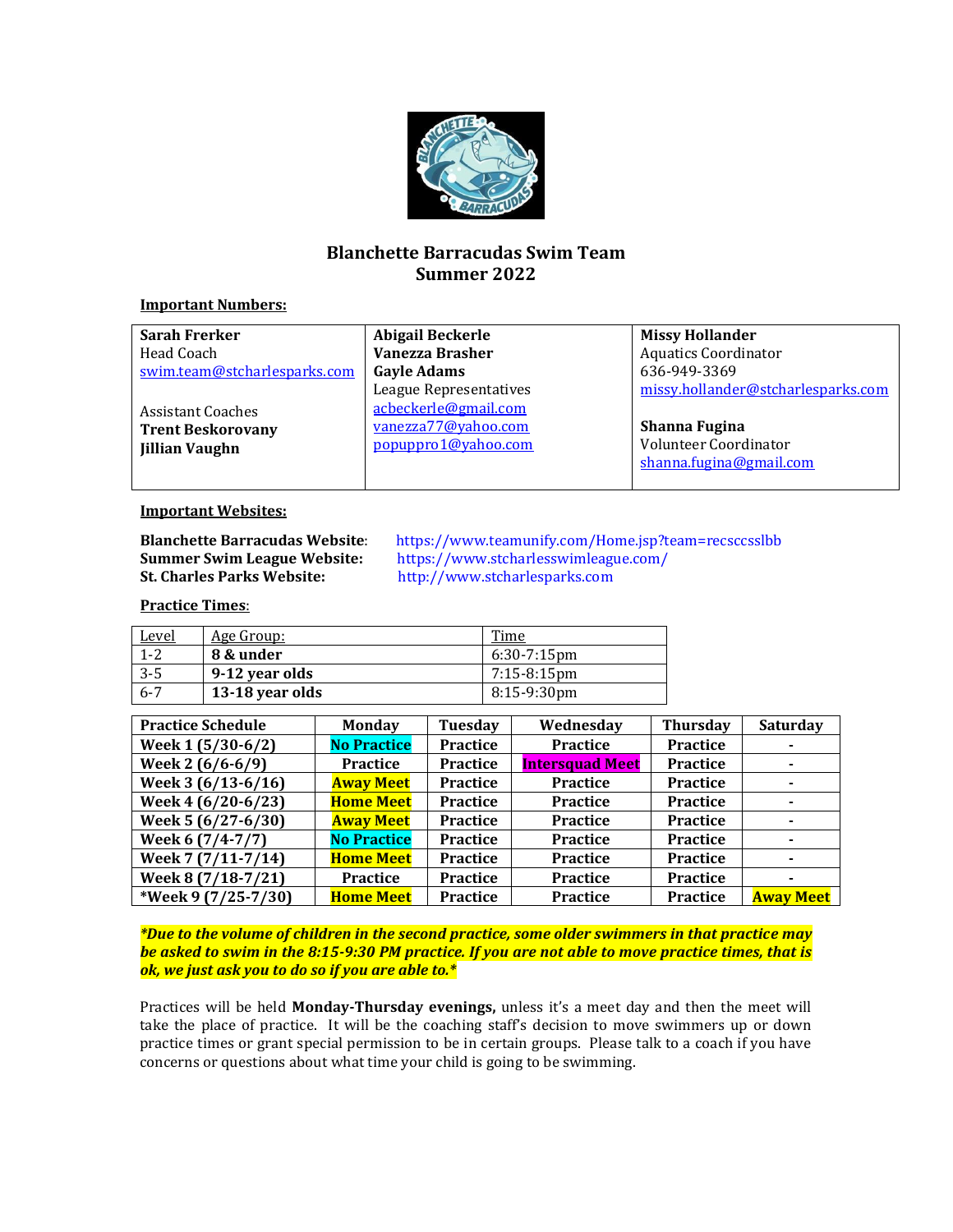# Blanchette Barracudas Swim Team
## Summer 2022

**Important Numbers:**

| **Sarah Frerker**<br>Head Coach<br>swim.team@stcharlesparks.com<br><br>Assistant Coaches<br>**Trent Beskorovany**<br>**Jillian Vaughn** | **Abigail Beckerle**<br>**Vanezza Brasher**<br>**Gayle Adams**<br>League Representatives<br>acbeckerle@gmail.com<br>vanezza77@yahoo.com<br>popuppro1@yahoo.com | **Missy Hollander**<br>Aquatics Coordinator<br>636-949-3369<br>missy.hollander@stcharlesparks.com<br><br>**Shanna Fugina**<br>Volunteer Coordinator<br>shanna.fugina@gmail.com |
|---|---|---|

**Important Websites:**

**Blanchette Barracudas Website**: https://www.teamunify.com/Home.jsp?team=recsccsslbb
**Summer Swim League Website:** https://www.stcharlesswimleague.com/
**St. Charles Parks Website:** http://www.stcharlesparks.com

**Practice Times:**

| Level | Age Group: | Time |
|---|---|---|
| 1-2 | **8 & under** | 6:30-7:15pm |
| 3-5 | **9-12 year olds** | 7:15-8:15pm |
| 6-7 | **13-18 year olds** | 8:15-9:30pm |

| Practice Schedule | Monday | Tuesday | Wednesday | Thursday | Saturday |
|---|---|---|---|---|---|
| Week 1 (5/30-6/2) | No Practice | Practice | Practice | Practice | - |
| Week 2 (6/6-6/9) | Practice | Practice | Intersquad Meet | Practice | - |
| Week 3 (6/13-6/16) | Away Meet | Practice | Practice | Practice | - |
| Week 4 (6/20-6/23) | Home Meet | Practice | Practice | Practice | - |
| Week 5 (6/27-6/30) | Away Meet | Practice | Practice | Practice | - |
| Week 6 (7/4-7/7) | No Practice | Practice | Practice | Practice | - |
| Week 7 (7/11-7/14) | Home Meet | Practice | Practice | Practice | - |
| Week 8 (7/18-7/21) | Practice | Practice | Practice | Practice | - |
| *Week 9 (7/25-7/30) | Home Meet | Practice | Practice | Practice | Away Meet |

***Due to the volume of children in the second practice, some older swimmers in that practice may be asked to swim in the 8:15-9:30 PM practice. If you are not able to move practice times, that is ok, we just ask you to do so if you are able to.***

Practices will be held **Monday-Thursday evenings,** unless it's a meet day and then the meet will take the place of practice. It will be the coaching staff's decision to move swimmers up or down practice times or grant special permission to be in certain groups. Please talk to a coach if you have concerns or questions about what time your child is going to be swimming.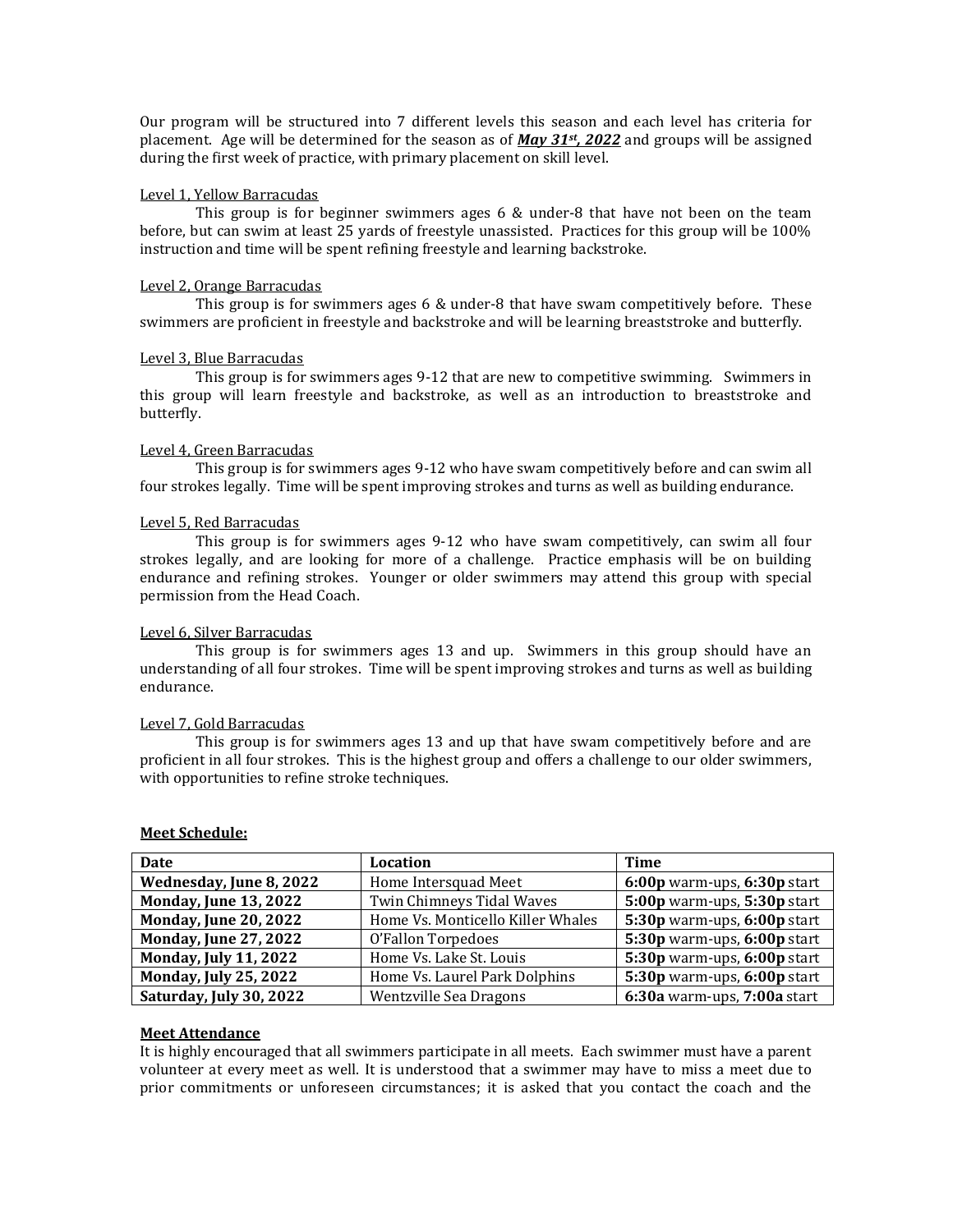Our program will be structured into 7 different levels this season and each level has criteria for placement. Age will be determined for the season as of ***May 31st, 2022*** and groups will be assigned during the first week of practice, with primary placement on skill level.

Level 1, Yellow Barracudas

This group is for beginner swimmers ages 6 & under-8 that have not been on the team before, but can swim at least 25 yards of freestyle unassisted. Practices for this group will be 100% instruction and time will be spent refining freestyle and learning backstroke.

Level 2, Orange Barracudas

This group is for swimmers ages 6 & under-8 that have swam competitively before. These swimmers are proficient in freestyle and backstroke and will be learning breaststroke and butterfly.

Level 3, Blue Barracudas

This group is for swimmers ages 9-12 that are new to competitive swimming. Swimmers in this group will learn freestyle and backstroke, as well as an introduction to breaststroke and butterfly.

Level 4, Green Barracudas

This group is for swimmers ages 9-12 who have swam competitively before and can swim all four strokes legally. Time will be spent improving strokes and turns as well as building endurance.

Level 5, Red Barracudas

This group is for swimmers ages 9-12 who have swam competitively, can swim all four strokes legally, and are looking for more of a challenge. Practice emphasis will be on building endurance and refining strokes. Younger or older swimmers may attend this group with special permission from the Head Coach.

Level 6, Silver Barracudas

This group is for swimmers ages 13 and up. Swimmers in this group should have an understanding of all four strokes. Time will be spent improving strokes and turns as well as building endurance.

Level 7, Gold Barracudas

This group is for swimmers ages 13 and up that have swam competitively before and are proficient in all four strokes. This is the highest group and offers a challenge to our older swimmers, with opportunities to refine stroke techniques.

**Meet Schedule:**

| Date | Location | Time |
|---|---|---|
| **Wednesday, June 8, 2022** | Home Intersquad Meet | **6:00p** warm-ups, **6:30p** start |
| **Monday, June 13, 2022** | Twin Chimneys Tidal Waves | **5:00p** warm-ups, **5:30p** start |
| **Monday, June 20, 2022** | Home Vs. Monticello Killer Whales | **5:30p** warm-ups, **6:00p** start |
| **Monday, June 27, 2022** | O'Fallon Torpedoes | **5:30p** warm-ups, **6:00p** start |
| **Monday, July 11, 2022** | Home Vs. Lake St. Louis | **5:30p** warm-ups, **6:00p** start |
| **Monday, July 25, 2022** | Home Vs. Laurel Park Dolphins | **5:30p** warm-ups, **6:00p** start |
| **Saturday, July 30, 2022** | Wentzville Sea Dragons | **6:30a** warm-ups, **7:00a** start |

**Meet Attendance**

It is highly encouraged that all swimmers participate in all meets. Each swimmer must have a parent volunteer at every meet as well. It is understood that a swimmer may have to miss a meet due to prior commitments or unforeseen circumstances; it is asked that you contact the coach and the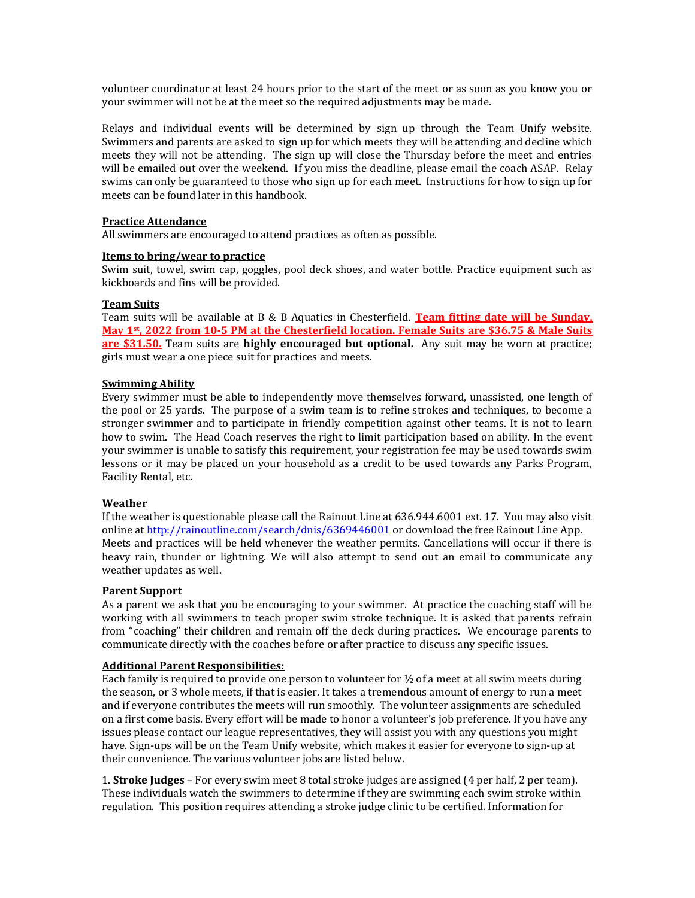volunteer coordinator at least 24 hours prior to the start of the meet or as soon as you know you or your swimmer will not be at the meet so the required adjustments may be made.

Relays and individual events will be determined by sign up through the Team Unify website. Swimmers and parents are asked to sign up for which meets they will be attending and decline which meets they will not be attending. The sign up will close the Thursday before the meet and entries will be emailed out over the weekend. If you miss the deadline, please email the coach ASAP. Relay swims can only be guaranteed to those who sign up for each meet. Instructions for how to sign up for meets can be found later in this handbook.

**Practice Attendance**

All swimmers are encouraged to attend practices as often as possible.

**Items to bring/wear to practice**

Swim suit, towel, swim cap, goggles, pool deck shoes, and water bottle. Practice equipment such as kickboards and fins will be provided.

**Team Suits**

Team suits will be available at B & B Aquatics in Chesterfield. **Team fitting date will be Sunday, May 1st, 2022 from 10-5 PM at the Chesterfield location. Female Suits are $36.75 & Male Suits are $31.50.** Team suits are **highly encouraged but optional.** Any suit may be worn at practice; girls must wear a one piece suit for practices and meets.

**Swimming Ability**

Every swimmer must be able to independently move themselves forward, unassisted, one length of the pool or 25 yards. The purpose of a swim team is to refine strokes and techniques, to become a stronger swimmer and to participate in friendly competition against other teams. It is not to learn how to swim. The Head Coach reserves the right to limit participation based on ability. In the event your swimmer is unable to satisfy this requirement, your registration fee may be used towards swim lessons or it may be placed on your household as a credit to be used towards any Parks Program, Facility Rental, etc.

**Weather**

If the weather is questionable please call the Rainout Line at 636.944.6001 ext. 17. You may also visit online at http://rainoutline.com/search/dnis/6369446001 or download the free Rainout Line App. Meets and practices will be held whenever the weather permits. Cancellations will occur if there is heavy rain, thunder or lightning. We will also attempt to send out an email to communicate any weather updates as well.

**Parent Support**

As a parent we ask that you be encouraging to your swimmer. At practice the coaching staff will be working with all swimmers to teach proper swim stroke technique. It is asked that parents refrain from "coaching" their children and remain off the deck during practices. We encourage parents to communicate directly with the coaches before or after practice to discuss any specific issues.

**Additional Parent Responsibilities:**

Each family is required to provide one person to volunteer for ½ of a meet at all swim meets during the season, or 3 whole meets, if that is easier. It takes a tremendous amount of energy to run a meet and if everyone contributes the meets will run smoothly. The volunteer assignments are scheduled on a first come basis. Every effort will be made to honor a volunteer's job preference. If you have any issues please contact our league representatives, they will assist you with any questions you might have. Sign-ups will be on the Team Unify website, which makes it easier for everyone to sign-up at their convenience. The various volunteer jobs are listed below.

1. **Stroke Judges** – For every swim meet 8 total stroke judges are assigned (4 per half, 2 per team). These individuals watch the swimmers to determine if they are swimming each swim stroke within regulation. This position requires attending a stroke judge clinic to be certified. Information for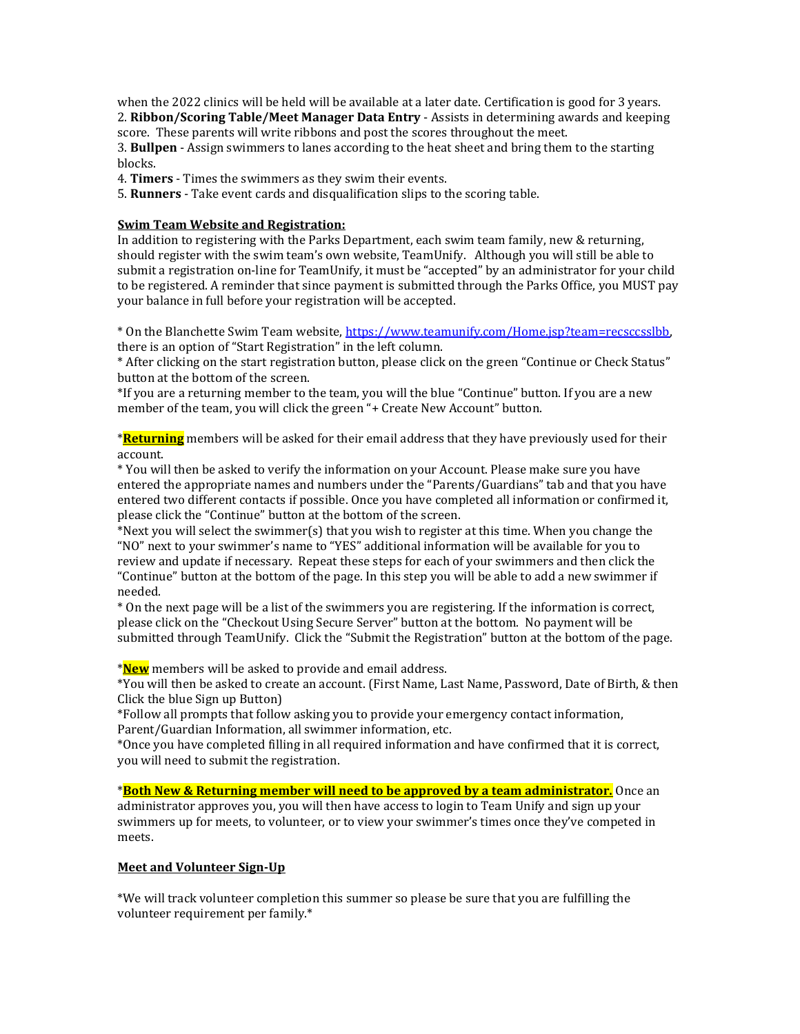when the 2022 clinics will be held will be available at a later date. Certification is good for 3 years.

2. **Ribbon/Scoring Table/Meet Manager Data Entry** - Assists in determining awards and keeping score. These parents will write ribbons and post the scores throughout the meet.

3. **Bullpen** - Assign swimmers to lanes according to the heat sheet and bring them to the starting blocks.

4. **Timers** - Times the swimmers as they swim their events.

5. **Runners** - Take event cards and disqualification slips to the scoring table.

**Swim Team Website and Registration:**

In addition to registering with the Parks Department, each swim team family, new & returning, should register with the swim team's own website, TeamUnify. Although you will still be able to submit a registration on-line for TeamUnify, it must be "accepted" by an administrator for your child to be registered. A reminder that since payment is submitted through the Parks Office, you MUST pay your balance in full before your registration will be accepted.

* On the Blanchette Swim Team website, https://www.teamunify.com/Home.jsp?team=recsccsslbb, there is an option of "Start Registration" in the left column.

* After clicking on the start registration button, please click on the green "Continue or Check Status" button at the bottom of the screen.

*If you are a returning member to the team, you will the blue "Continue" button. If you are a new member of the team, you will click the green "+ Create New Account" button.

***Returning** members will be asked for their email address that they have previously used for their account.

* You will then be asked to verify the information on your Account. Please make sure you have entered the appropriate names and numbers under the "Parents/Guardians" tab and that you have entered two different contacts if possible. Once you have completed all information or confirmed it, please click the "Continue" button at the bottom of the screen.

*Next you will select the swimmer(s) that you wish to register at this time. When you change the "NO" next to your swimmer's name to "YES" additional information will be available for you to review and update if necessary. Repeat these steps for each of your swimmers and then click the "Continue" button at the bottom of the page. In this step you will be able to add a new swimmer if needed.

* On the next page will be a list of the swimmers you are registering. If the information is correct, please click on the "Checkout Using Secure Server" button at the bottom. No payment will be submitted through TeamUnify. Click the "Submit the Registration" button at the bottom of the page.

***New** members will be asked to provide and email address.

*You will then be asked to create an account. (First Name, Last Name, Password, Date of Birth, & then Click the blue Sign up Button)

*Follow all prompts that follow asking you to provide your emergency contact information, Parent/Guardian Information, all swimmer information, etc.

*Once you have completed filling in all required information and have confirmed that it is correct, you will need to submit the registration.

***Both New & Returning member will need to be approved by a team administrator.** Once an administrator approves you, you will then have access to login to Team Unify and sign up your swimmers up for meets, to volunteer, or to view your swimmer's times once they've competed in meets.

**Meet and Volunteer Sign-Up**

*We will track volunteer completion this summer so please be sure that you are fulfilling the volunteer requirement per family.*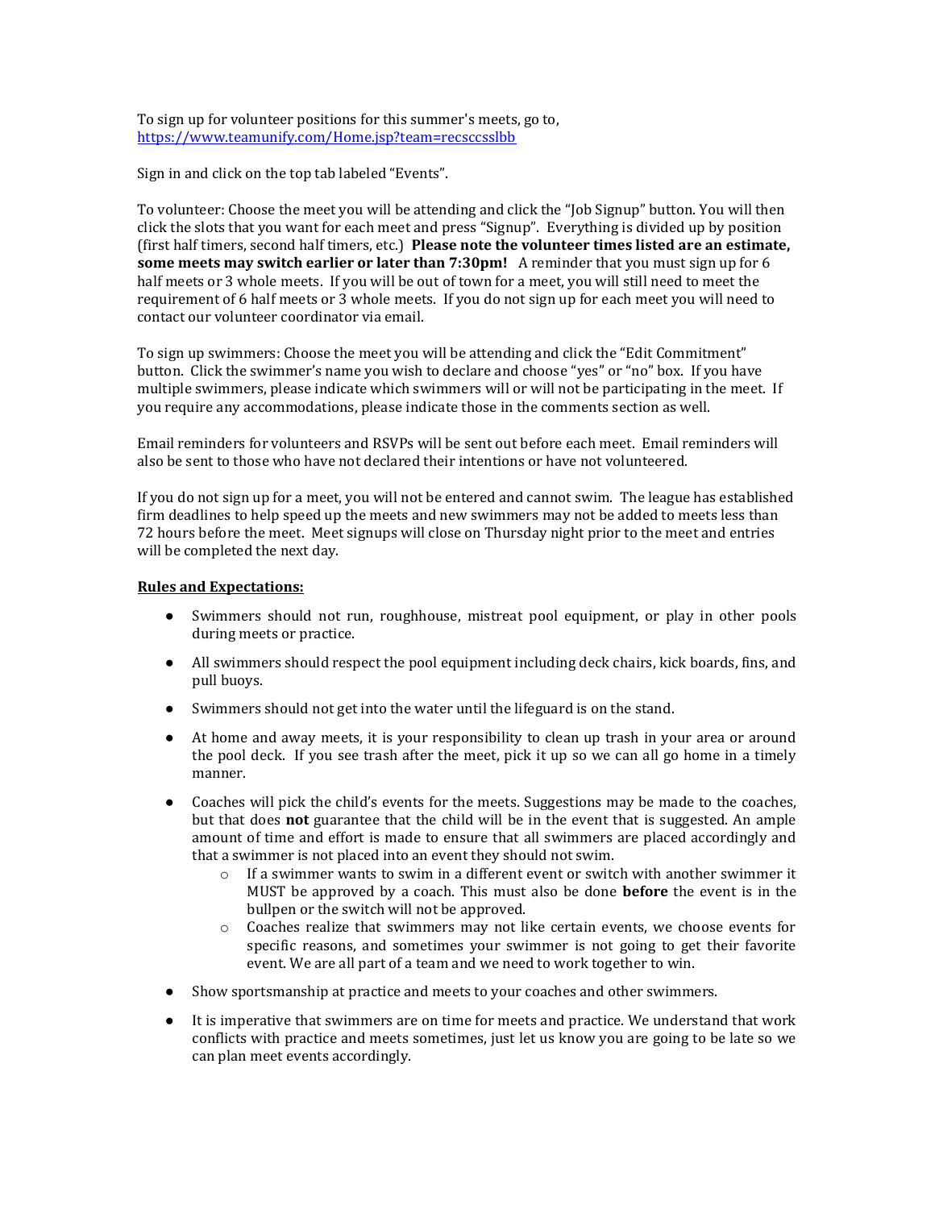To sign up for volunteer positions for this summer's meets, go to,
https://www.teamunify.com/Home.jsp?team=recsccsslbb

Sign in and click on the top tab labeled "Events".

To volunteer: Choose the meet you will be attending and click the "Job Signup" button. You will then click the slots that you want for each meet and press "Signup". Everything is divided up by position (first half timers, second half timers, etc.) **Please note the volunteer times listed are an estimate, some meets may switch earlier or later than 7:30pm!** A reminder that you must sign up for 6 half meets or 3 whole meets. If you will be out of town for a meet, you will still need to meet the requirement of 6 half meets or 3 whole meets. If you do not sign up for each meet you will need to contact our volunteer coordinator via email.

To sign up swimmers: Choose the meet you will be attending and click the "Edit Commitment" button. Click the swimmer's name you wish to declare and choose "yes" or "no" box. If you have multiple swimmers, please indicate which swimmers will or will not be participating in the meet. If you require any accommodations, please indicate those in the comments section as well.

Email reminders for volunteers and RSVPs will be sent out before each meet. Email reminders will also be sent to those who have not declared their intentions or have not volunteered.

If you do not sign up for a meet, you will not be entered and cannot swim. The league has established firm deadlines to help speed up the meets and new swimmers may not be added to meets less than 72 hours before the meet. Meet signups will close on Thursday night prior to the meet and entries will be completed the next day.

**Rules and Expectations:**

- Swimmers should not run, roughhouse, mistreat pool equipment, or play in other pools during meets or practice.
- All swimmers should respect the pool equipment including deck chairs, kick boards, fins, and pull buoys.
- Swimmers should not get into the water until the lifeguard is on the stand.
- At home and away meets, it is your responsibility to clean up trash in your area or around the pool deck. If you see trash after the meet, pick it up so we can all go home in a timely manner.
- Coaches will pick the child's events for the meets. Suggestions may be made to the coaches, but that does **not** guarantee that the child will be in the event that is suggested. An ample amount of time and effort is made to ensure that all swimmers are placed accordingly and that a swimmer is not placed into an event they should not swim.
  - If a swimmer wants to swim in a different event or switch with another swimmer it MUST be approved by a coach. This must also be done **before** the event is in the bullpen or the switch will not be approved.
  - Coaches realize that swimmers may not like certain events, we choose events for specific reasons, and sometimes your swimmer is not going to get their favorite event. We are all part of a team and we need to work together to win.
- Show sportsmanship at practice and meets to your coaches and other swimmers.
- It is imperative that swimmers are on time for meets and practice. We understand that work conflicts with practice and meets sometimes, just let us know you are going to be late so we can plan meet events accordingly.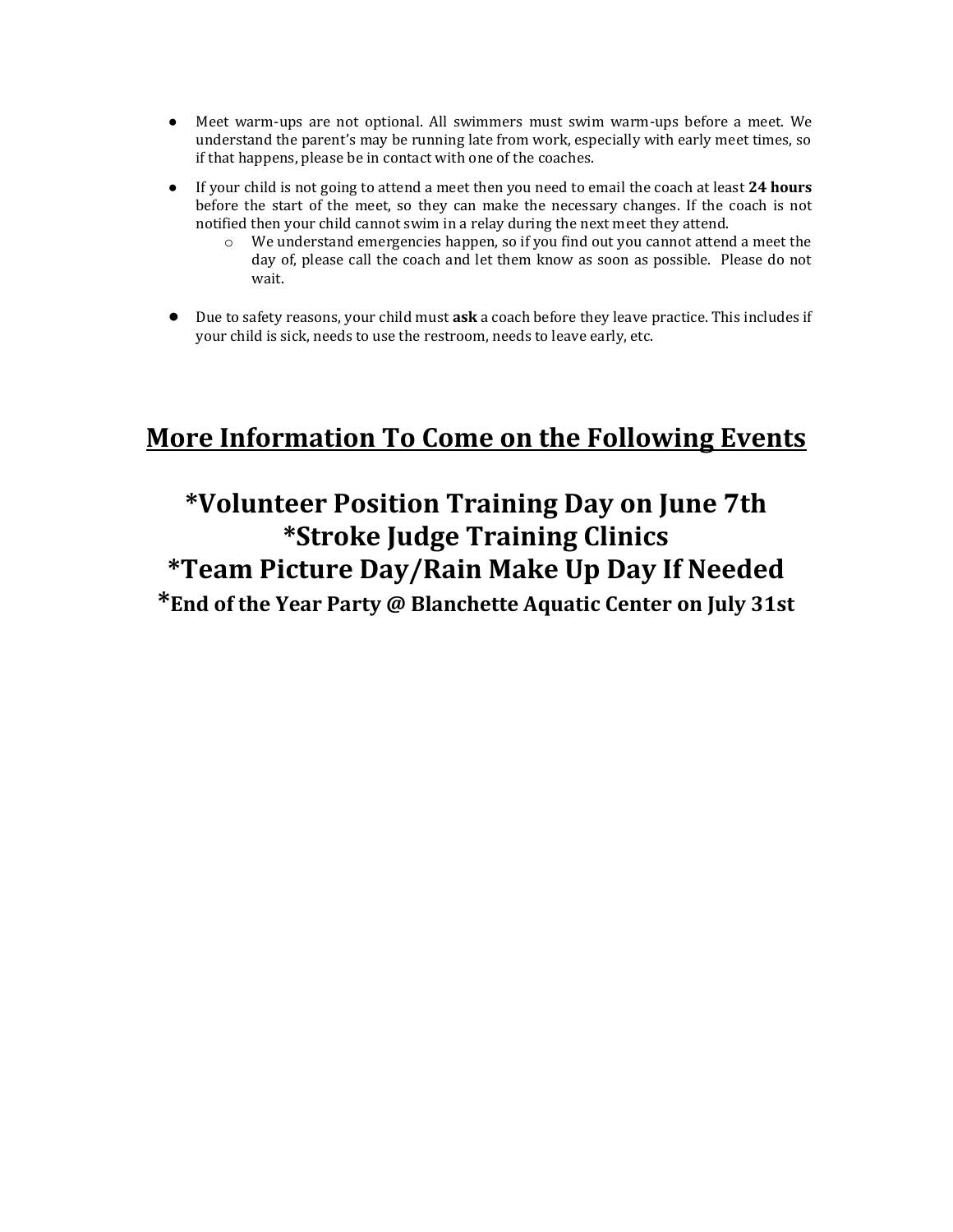- Meet warm-ups are not optional. All swimmers must swim warm-ups before a meet. We understand the parent's may be running late from work, especially with early meet times, so if that happens, please be in contact with one of the coaches.
- If your child is not going to attend a meet then you need to email the coach at least **24 hours** before the start of the meet, so they can make the necessary changes. If the coach is not notified then your child cannot swim in a relay during the next meet they attend.
  - We understand emergencies happen, so if you find out you cannot attend a meet the day of, please call the coach and let them know as soon as possible. Please do not wait.
- Due to safety reasons, your child must **ask** a coach before they leave practice. This includes if your child is sick, needs to use the restroom, needs to leave early, etc.

## More Information To Come on the Following Events

## *Volunteer Position Training Day on June 7th
## *Stroke Judge Training Clinics
## *Team Picture Day/Rain Make Up Day If Needed
### *End of the Year Party @ Blanchette Aquatic Center on July 31st